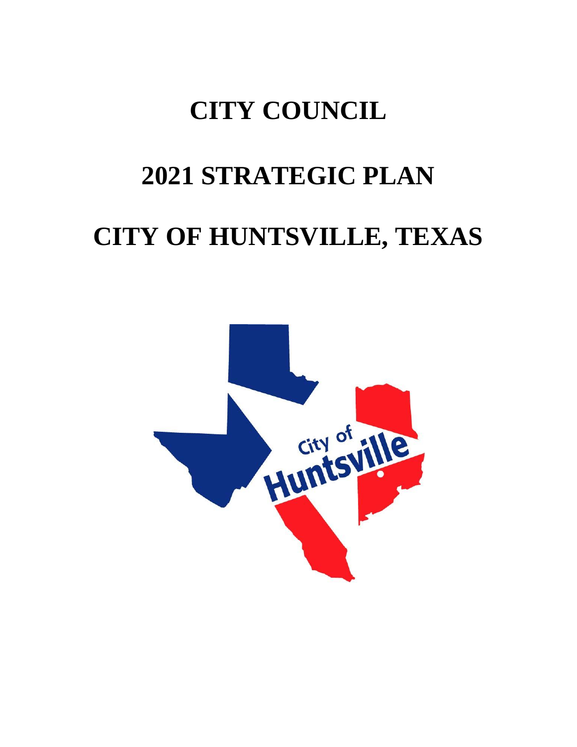# CITY COUNCIL

# 2021 STRATEGIC PLAN

# CITY OF HUNTSVILLE, TEXAS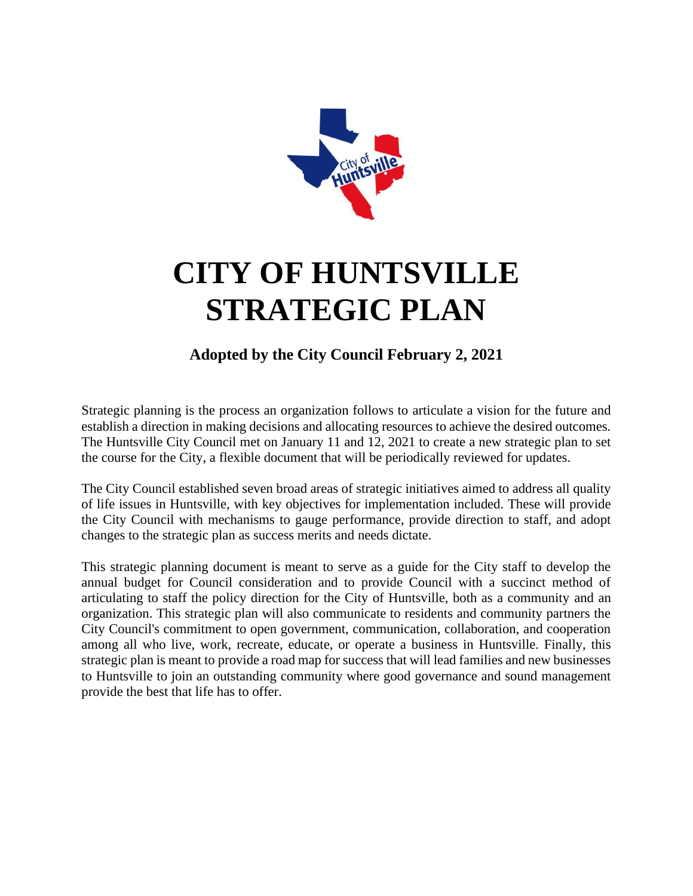# CITY OF HUNTSVILLE STRATEGIC PLAN

**Adopted by the City Council February 2, 2021**

Strategic planning is the process an organization follows to articulate a vision for the future and establish a direction in making decisions and allocating resources to achieve the desired outcomes. The Huntsville City Council met on January 11 and 12, 2021 to create a new strategic plan to set the course for the City, a flexible document that will be periodically reviewed for updates.

The City Council established seven broad areas of strategic initiatives aimed to address all quality of life issues in Huntsville, with key objectives for implementation included. These will provide the City Council with mechanisms to gauge performance, provide direction to staff, and adopt changes to the strategic plan as success merits and needs dictate.

This strategic planning document is meant to serve as a guide for the City staff to develop the annual budget for Council consideration and to provide Council with a succinct method of articulating to staff the policy direction for the City of Huntsville, both as a community and an organization. This strategic plan will also communicate to residents and community partners the City Council's commitment to open government, communication, collaboration, and cooperation among all who live, work, recreate, educate, or operate a business in Huntsville. Finally, this strategic plan is meant to provide a road map for success that will lead families and new businesses to Huntsville to join an outstanding community where good governance and sound management provide the best that life has to offer.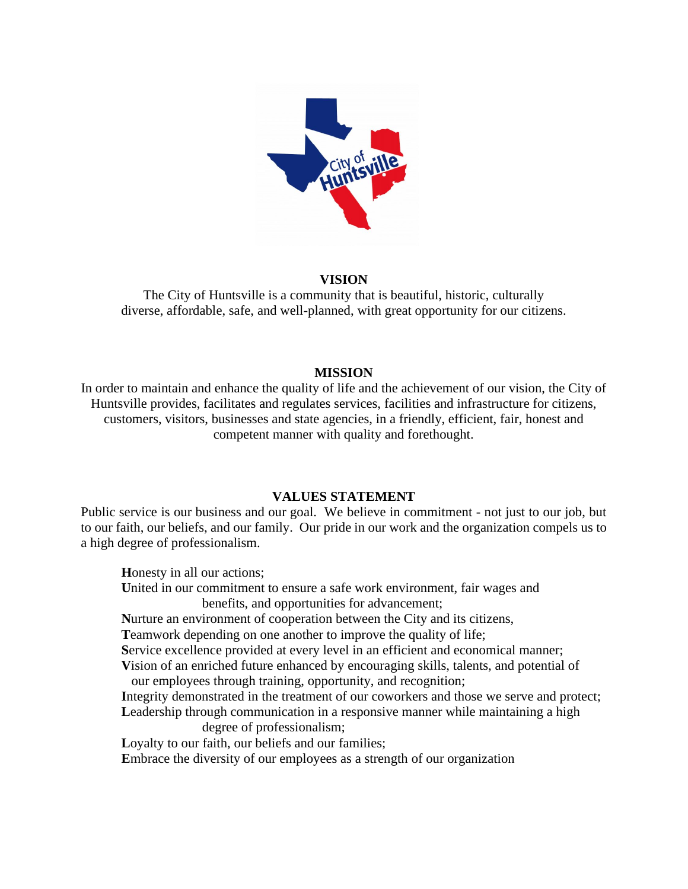## VISION

The City of Huntsville is a community that is beautiful, historic, culturally diverse, affordable, safe, and well-planned, with great opportunity for our citizens.

## MISSION

In order to maintain and enhance the quality of life and the achievement of our vision, the City of Huntsville provides, facilitates and regulates services, facilities and infrastructure for citizens, customers, visitors, businesses and state agencies, in a friendly, efficient, fair, honest and competent manner with quality and forethought.

## VALUES STATEMENT

Public service is our business and our goal. We believe in commitment - not just to our job, but to our faith, our beliefs, and our family. Our pride in our work and the organization compels us to a high degree of professionalism.

**H**onesty in all our actions;
**U**nited in our commitment to ensure a safe work environment, fair wages and benefits, and opportunities for advancement;
**N**urture an environment of cooperation between the City and its citizens,
**T**eamwork depending on one another to improve the quality of life;
**S**ervice excellence provided at every level in an efficient and economical manner;
**V**ision of an enriched future enhanced by encouraging skills, talents, and potential of our employees through training, opportunity, and recognition;
**I**ntegrity demonstrated in the treatment of our coworkers and those we serve and protect;
**L**eadership through communication in a responsive manner while maintaining a high degree of professionalism;
**L**oyalty to our faith, our beliefs and our families;
**E**mbrace the diversity of our employees as a strength of our organization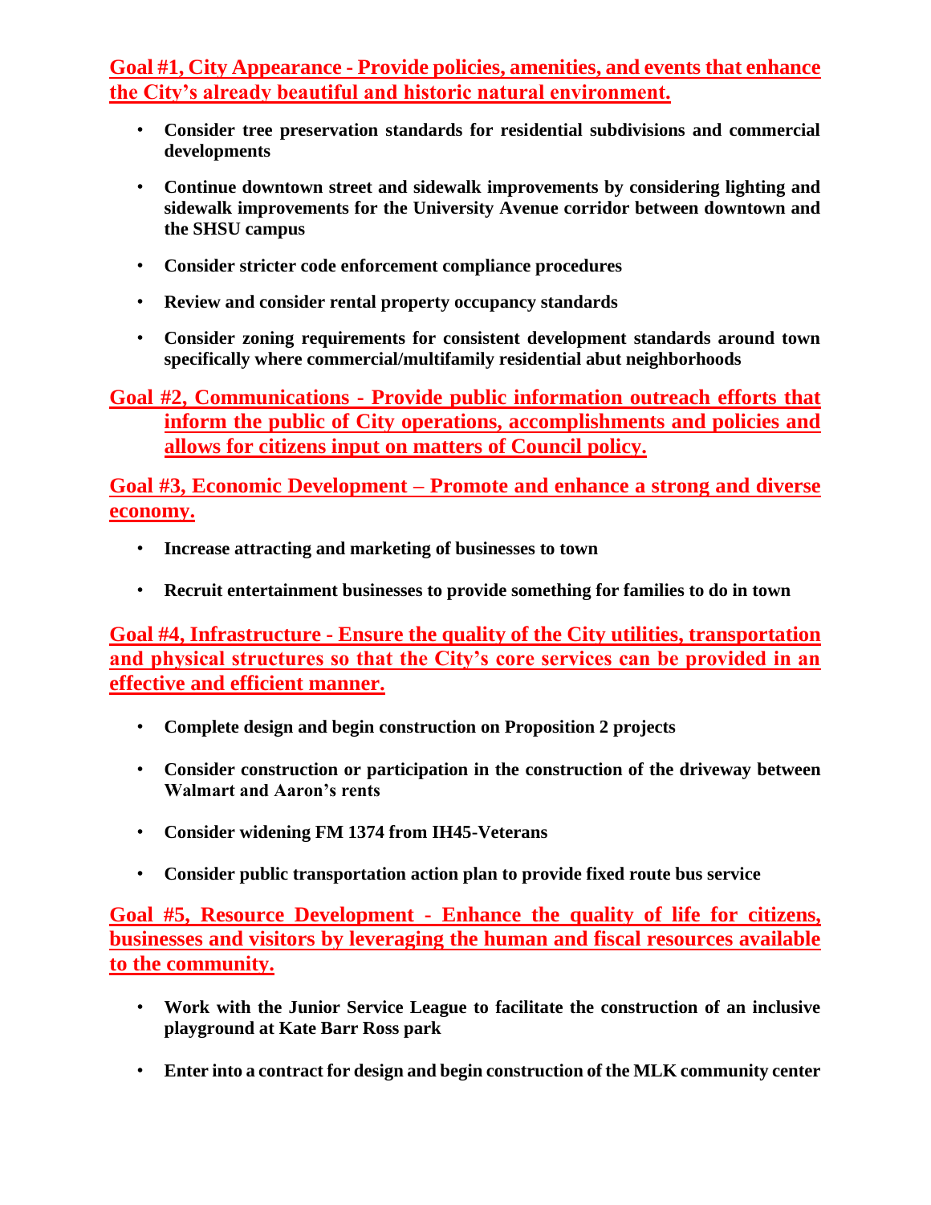## Goal #1, City Appearance - Provide policies, amenities, and events that enhance the City's already beautiful and historic natural environment.

- **Consider tree preservation standards for residential subdivisions and commercial developments**
- **Continue downtown street and sidewalk improvements by considering lighting and sidewalk improvements for the University Avenue corridor between downtown and the SHSU campus**
- **Consider stricter code enforcement compliance procedures**
- **Review and consider rental property occupancy standards**
- **Consider zoning requirements for consistent development standards around town specifically where commercial/multifamily residential abut neighborhoods**

## Goal #2, Communications - Provide public information outreach efforts that inform the public of City operations, accomplishments and policies and allows for citizens input on matters of Council policy.

## Goal #3, Economic Development – Promote and enhance a strong and diverse economy.

- **Increase attracting and marketing of businesses to town**
- **Recruit entertainment businesses to provide something for families to do in town**

## Goal #4, Infrastructure - Ensure the quality of the City utilities, transportation and physical structures so that the City's core services can be provided in an effective and efficient manner.

- **Complete design and begin construction on Proposition 2 projects**
- **Consider construction or participation in the construction of the driveway between Walmart and Aaron's rents**
- **Consider widening FM 1374 from IH45-Veterans**
- **Consider public transportation action plan to provide fixed route bus service**

## Goal #5, Resource Development - Enhance the quality of life for citizens, businesses and visitors by leveraging the human and fiscal resources available to the community.

- **Work with the Junior Service League to facilitate the construction of an inclusive playground at Kate Barr Ross park**
- **Enter into a contract for design and begin construction of the MLK community center**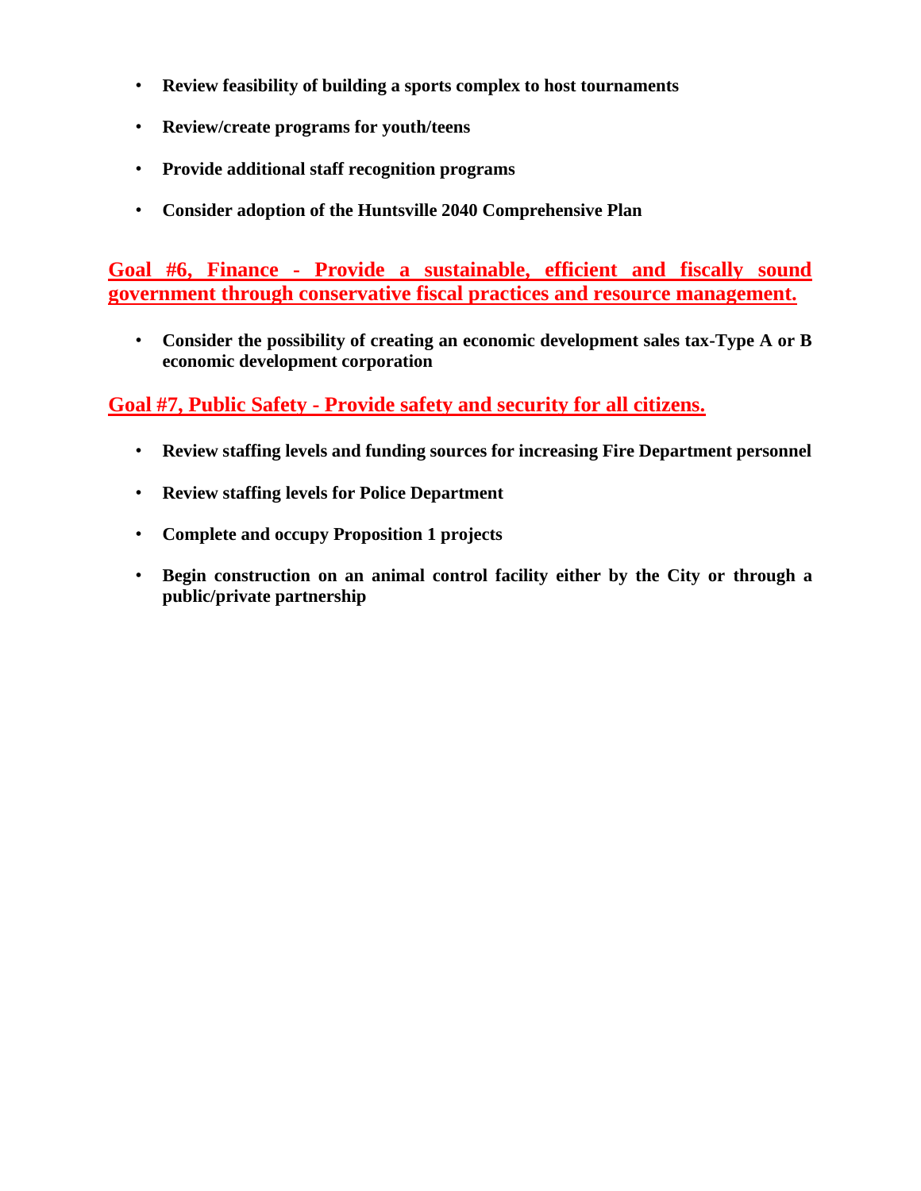- **Review feasibility of building a sports complex to host tournaments**
- **Review/create programs for youth/teens**
- **Provide additional staff recognition programs**
- **Consider adoption of the Huntsville 2040 Comprehensive Plan**

## Goal #6, Finance - Provide a sustainable, efficient and fiscally sound government through conservative fiscal practices and resource management.

- **Consider the possibility of creating an economic development sales tax-Type A or B economic development corporation**

## Goal #7, Public Safety - Provide safety and security for all citizens.

- **Review staffing levels and funding sources for increasing Fire Department personnel**
- **Review staffing levels for Police Department**
- **Complete and occupy Proposition 1 projects**
- **Begin construction on an animal control facility either by the City or through a public/private partnership**